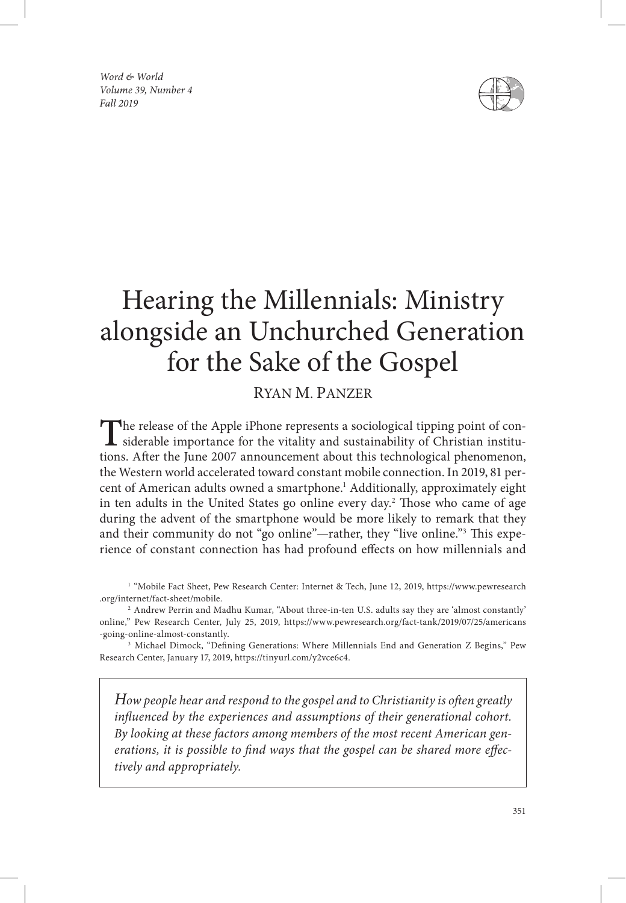# Hearing the Millennials: Ministry alongside an Unchurched Generation for the Sake of the Gospel

RYAN M. PANZER

The release of the Apple iPhone represents a sociological tipping point of considerable importance for the vitality and sustainability of Christian institutions. After the June 2007 announcement about this technological phenomenon, the Western world accelerated toward constant mobile connection. In 2019, 81 percent of American adults owned a smartphone.[1] Additionally, approximately eight in ten adults in the United States go online every day.[2] Those who came of age during the advent of the smartphone would be more likely to remark that they and their community do not "go online"—rather, they "live online."[3] This experience of constant connection has had profound effects on how millennials and

[1] "Mobile Fact Sheet, Pew Research Center: Internet & Tech, June 12, 2019, https://www.pewresearch.org/internet/fact-sheet/mobile.

[2] Andrew Perrin and Madhu Kumar, "About three-in-ten U.S. adults say they are 'almost constantly' online," Pew Research Center, July 25, 2019, https://www.pewresearch.org/fact-tank/2019/07/25/americans-going-online-almost-constantly.

[3] Michael Dimock, "Defining Generations: Where Millennials End and Generation Z Begins," Pew Research Center, January 17, 2019, https://tinyurl.com/y2vce6c4.

*How people hear and respond to the gospel and to Christianity is often greatly influenced by the experiences and assumptions of their generational cohort. By looking at these factors among members of the most recent American generations, it is possible to find ways that the gospel can be shared more effectively and appropriately.*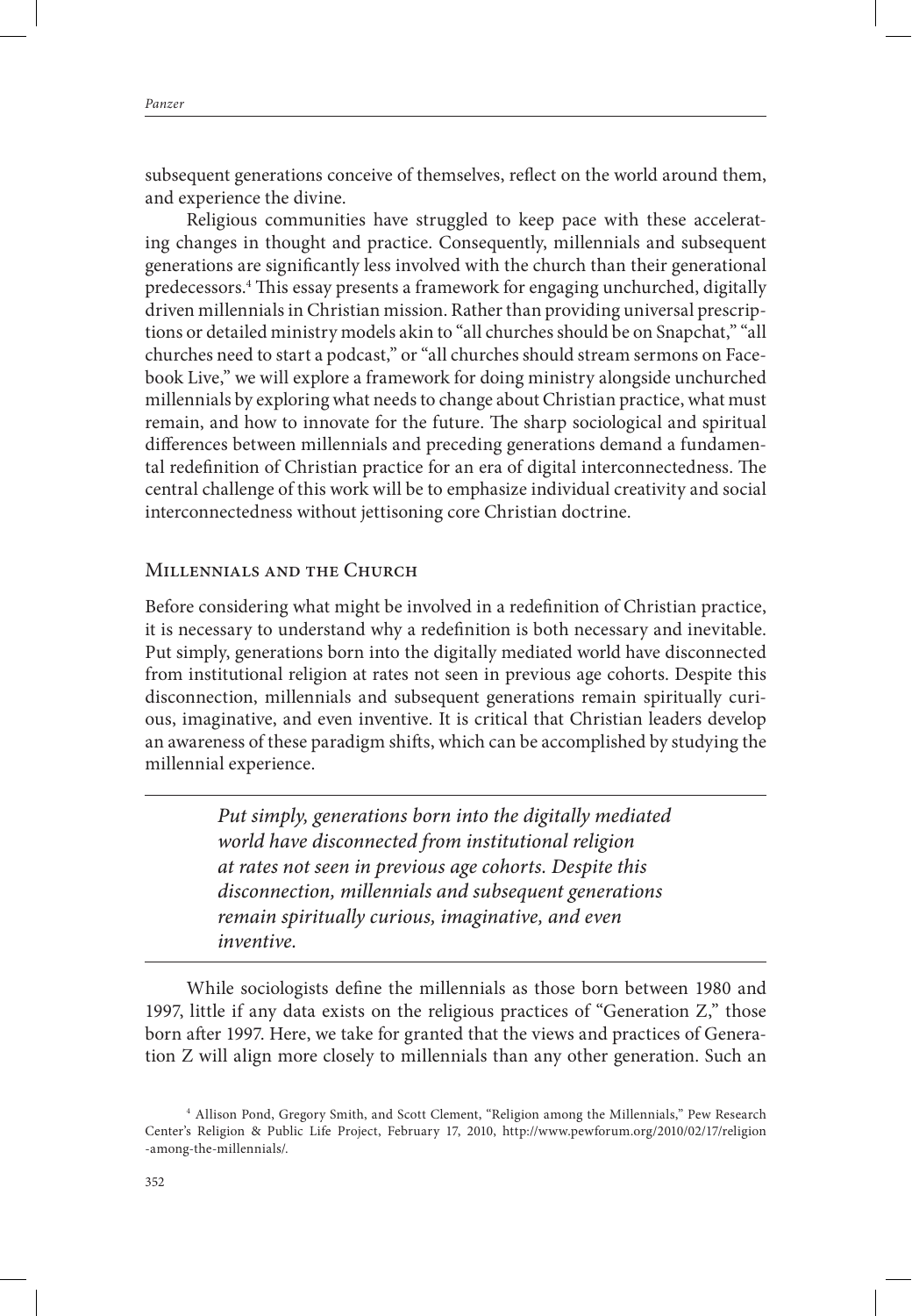subsequent generations conceive of themselves, reflect on the world around them, and experience the divine.

Religious communities have struggled to keep pace with these accelerating changes in thought and practice. Consequently, millennials and subsequent generations are significantly less involved with the church than their generational predecessors.[4] This essay presents a framework for engaging unchurched, digitally driven millennials in Christian mission. Rather than providing universal prescriptions or detailed ministry models akin to "all churches should be on Snapchat," "all churches need to start a podcast," or "all churches should stream sermons on Facebook Live," we will explore a framework for doing ministry alongside unchurched millennials by exploring what needs to change about Christian practice, what must remain, and how to innovate for the future. The sharp sociological and spiritual differences between millennials and preceding generations demand a fundamental redefinition of Christian practice for an era of digital interconnectedness. The central challenge of this work will be to emphasize individual creativity and social interconnectedness without jettisoning core Christian doctrine.

## Millennials and the Church

Before considering what might be involved in a redefinition of Christian practice, it is necessary to understand why a redefinition is both necessary and inevitable. Put simply, generations born into the digitally mediated world have disconnected from institutional religion at rates not seen in previous age cohorts. Despite this disconnection, millennials and subsequent generations remain spiritually curious, imaginative, and even inventive. It is critical that Christian leaders develop an awareness of these paradigm shifts, which can be accomplished by studying the millennial experience.

> *Put simply, generations born into the digitally mediated world have disconnected from institutional religion at rates not seen in previous age cohorts. Despite this disconnection, millennials and subsequent generations remain spiritually curious, imaginative, and even inventive.*

While sociologists define the millennials as those born between 1980 and 1997, little if any data exists on the religious practices of "Generation Z," those born after 1997. Here, we take for granted that the views and practices of Generation Z will align more closely to millennials than any other generation. Such an

[4] Allison Pond, Gregory Smith, and Scott Clement, "Religion among the Millennials," Pew Research Center's Religion & Public Life Project, February 17, 2010, http://www.pewforum.org/2010/02/17/religion-among-the-millennials/.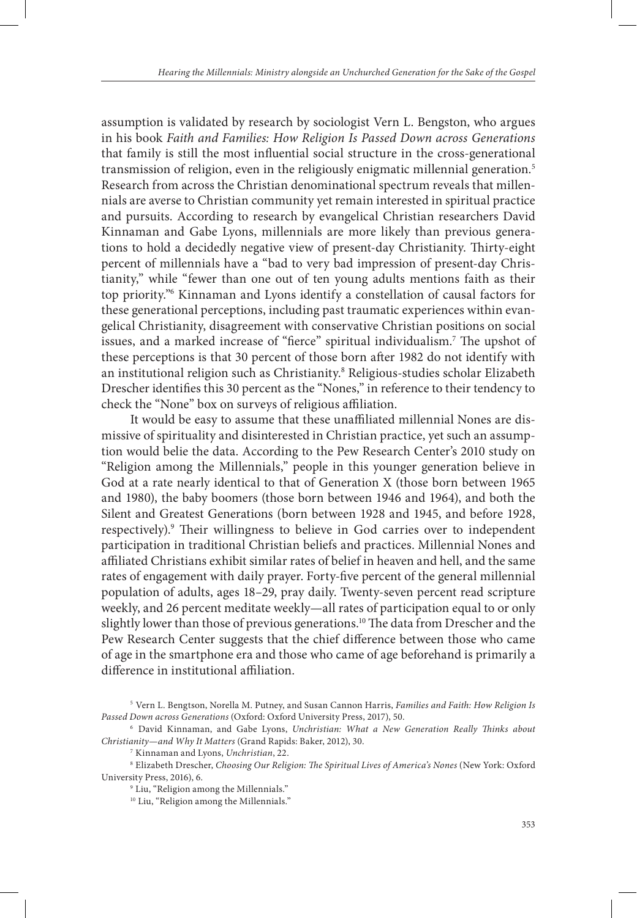assumption is validated by research by sociologist Vern L. Bengston, who argues in his book *Faith and Families: How Religion Is Passed Down across Generations* that family is still the most influential social structure in the cross-generational transmission of religion, even in the religiously enigmatic millennial generation.[5] Research from across the Christian denominational spectrum reveals that millennials are averse to Christian community yet remain interested in spiritual practice and pursuits. According to research by evangelical Christian researchers David Kinnaman and Gabe Lyons, millennials are more likely than previous generations to hold a decidedly negative view of present-day Christianity. Thirty-eight percent of millennials have a "bad to very bad impression of present-day Christianity," while "fewer than one out of ten young adults mentions faith as their top priority."[6] Kinnaman and Lyons identify a constellation of causal factors for these generational perceptions, including past traumatic experiences within evangelical Christianity, disagreement with conservative Christian positions on social issues, and a marked increase of "fierce" spiritual individualism.[7] The upshot of these perceptions is that 30 percent of those born after 1982 do not identify with an institutional religion such as Christianity.[8] Religious-studies scholar Elizabeth Drescher identifies this 30 percent as the "Nones," in reference to their tendency to check the "None" box on surveys of religious affiliation.

It would be easy to assume that these unaffiliated millennial Nones are dismissive of spirituality and disinterested in Christian practice, yet such an assumption would belie the data. According to the Pew Research Center's 2010 study on "Religion among the Millennials," people in this younger generation believe in God at a rate nearly identical to that of Generation X (those born between 1965 and 1980), the baby boomers (those born between 1946 and 1964), and both the Silent and Greatest Generations (born between 1928 and 1945, and before 1928, respectively).[9] Their willingness to believe in God carries over to independent participation in traditional Christian beliefs and practices. Millennial Nones and affiliated Christians exhibit similar rates of belief in heaven and hell, and the same rates of engagement with daily prayer. Forty-five percent of the general millennial population of adults, ages 18–29, pray daily. Twenty-seven percent read scripture weekly, and 26 percent meditate weekly—all rates of participation equal to or only slightly lower than those of previous generations.[10] The data from Drescher and the Pew Research Center suggests that the chief difference between those who came of age in the smartphone era and those who came of age beforehand is primarily a difference in institutional affiliation.

---

[5] Vern L. Bengtson, Norella M. Putney, and Susan Cannon Harris, *Families and Faith: How Religion Is Passed Down across Generations* (Oxford: Oxford University Press, 2017), 50.

[6] David Kinnaman, and Gabe Lyons, *Unchristian: What a New Generation Really Thinks about Christianity—and Why It Matters* (Grand Rapids: Baker, 2012), 30.

[7] Kinnaman and Lyons, *Unchristian*, 22.

[8] Elizabeth Drescher, *Choosing Our Religion: The Spiritual Lives of America's Nones* (New York: Oxford University Press, 2016), 6.

[9] Liu, "Religion among the Millennials."

[10] Liu, "Religion among the Millennials."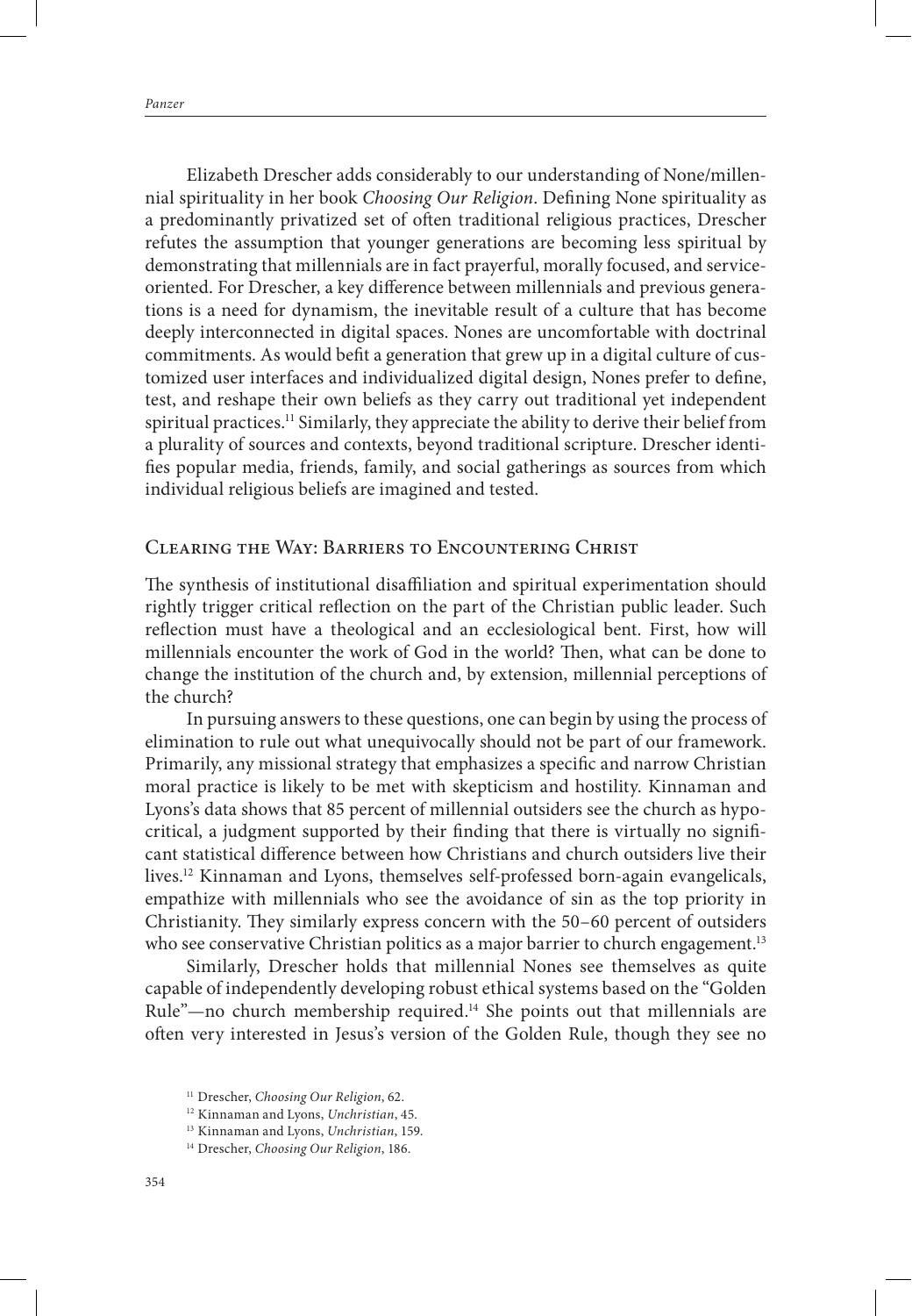Elizabeth Drescher adds considerably to our understanding of None/millennial spirituality in her book *Choosing Our Religion*. Defining None spirituality as a predominantly privatized set of often traditional religious practices, Drescher refutes the assumption that younger generations are becoming less spiritual by demonstrating that millennials are in fact prayerful, morally focused, and service-oriented. For Drescher, a key difference between millennials and previous generations is a need for dynamism, the inevitable result of a culture that has become deeply interconnected in digital spaces. Nones are uncomfortable with doctrinal commitments. As would befit a generation that grew up in a digital culture of customized user interfaces and individualized digital design, Nones prefer to define, test, and reshape their own beliefs as they carry out traditional yet independent spiritual practices.[11] Similarly, they appreciate the ability to derive their belief from a plurality of sources and contexts, beyond traditional scripture. Drescher identifies popular media, friends, family, and social gatherings as sources from which individual religious beliefs are imagined and tested.

## Clearing the Way: Barriers to Encountering Christ

The synthesis of institutional disaffiliation and spiritual experimentation should rightly trigger critical reflection on the part of the Christian public leader. Such reflection must have a theological and an ecclesiological bent. First, how will millennials encounter the work of God in the world? Then, what can be done to change the institution of the church and, by extension, millennial perceptions of the church?

In pursuing answers to these questions, one can begin by using the process of elimination to rule out what unequivocally should not be part of our framework. Primarily, any missional strategy that emphasizes a specific and narrow Christian moral practice is likely to be met with skepticism and hostility. Kinnaman and Lyons's data shows that 85 percent of millennial outsiders see the church as hypocritical, a judgment supported by their finding that there is virtually no significant statistical difference between how Christians and church outsiders live their lives.[12] Kinnaman and Lyons, themselves self-professed born-again evangelicals, empathize with millennials who see the avoidance of sin as the top priority in Christianity. They similarly express concern with the 50–60 percent of outsiders who see conservative Christian politics as a major barrier to church engagement.[13]

Similarly, Drescher holds that millennial Nones see themselves as quite capable of independently developing robust ethical systems based on the "Golden Rule"—no church membership required.[14] She points out that millennials are often very interested in Jesus's version of the Golden Rule, though they see no

[11] Drescher, *Choosing Our Religion*, 62.

[12] Kinnaman and Lyons, *Unchristian*, 45.

[13] Kinnaman and Lyons, *Unchristian*, 159.

[14] Drescher, *Choosing Our Religion*, 186.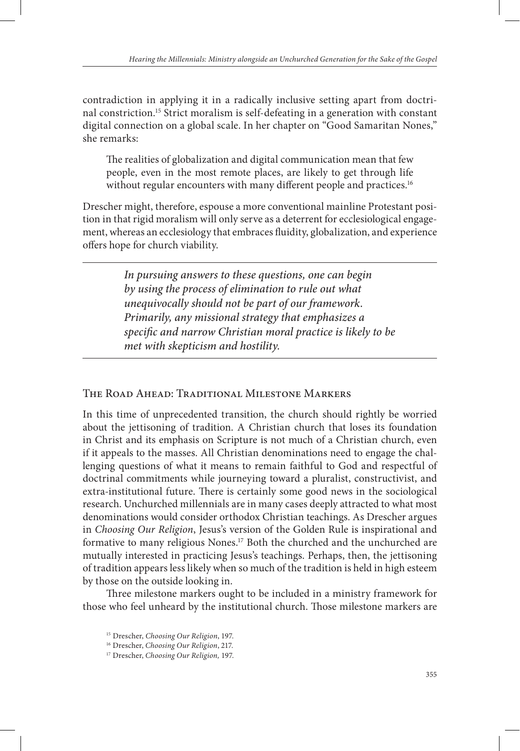contradiction in applying it in a radically inclusive setting apart from doctrinal constriction.[15] Strict moralism is self-defeating in a generation with constant digital connection on a global scale. In her chapter on "Good Samaritan Nones," she remarks:

> The realities of globalization and digital communication mean that few people, even in the most remote places, are likely to get through life without regular encounters with many different people and practices.[16]

Drescher might, therefore, espouse a more conventional mainline Protestant position in that rigid moralism will only serve as a deterrent for ecclesiological engagement, whereas an ecclesiology that embraces fluidity, globalization, and experience offers hope for church viability.

---

*In pursuing answers to these questions, one can begin by using the process of elimination to rule out what unequivocally should not be part of our framework. Primarily, any missional strategy that emphasizes a specific and narrow Christian moral practice is likely to be met with skepticism and hostility.*

---

## The Road Ahead: Traditional Milestone Markers

In this time of unprecedented transition, the church should rightly be worried about the jettisoning of tradition. A Christian church that loses its foundation in Christ and its emphasis on Scripture is not much of a Christian church, even if it appeals to the masses. All Christian denominations need to engage the challenging questions of what it means to remain faithful to God and respectful of doctrinal commitments while journeying toward a pluralist, constructivist, and extra-institutional future. There is certainly some good news in the sociological research. Unchurched millennials are in many cases deeply attracted to what most denominations would consider orthodox Christian teachings. As Drescher argues in *Choosing Our Religion*, Jesus's version of the Golden Rule is inspirational and formative to many religious Nones.[17] Both the churched and the unchurched are mutually interested in practicing Jesus's teachings. Perhaps, then, the jettisoning of tradition appears less likely when so much of the tradition is held in high esteem by those on the outside looking in.

Three milestone markers ought to be included in a ministry framework for those who feel unheard by the institutional church. Those milestone markers are

[15] Drescher, *Choosing Our Religion*, 197.

[16] Drescher, *Choosing Our Religion*, 217.

[17] Drescher, *Choosing Our Religion,* 197.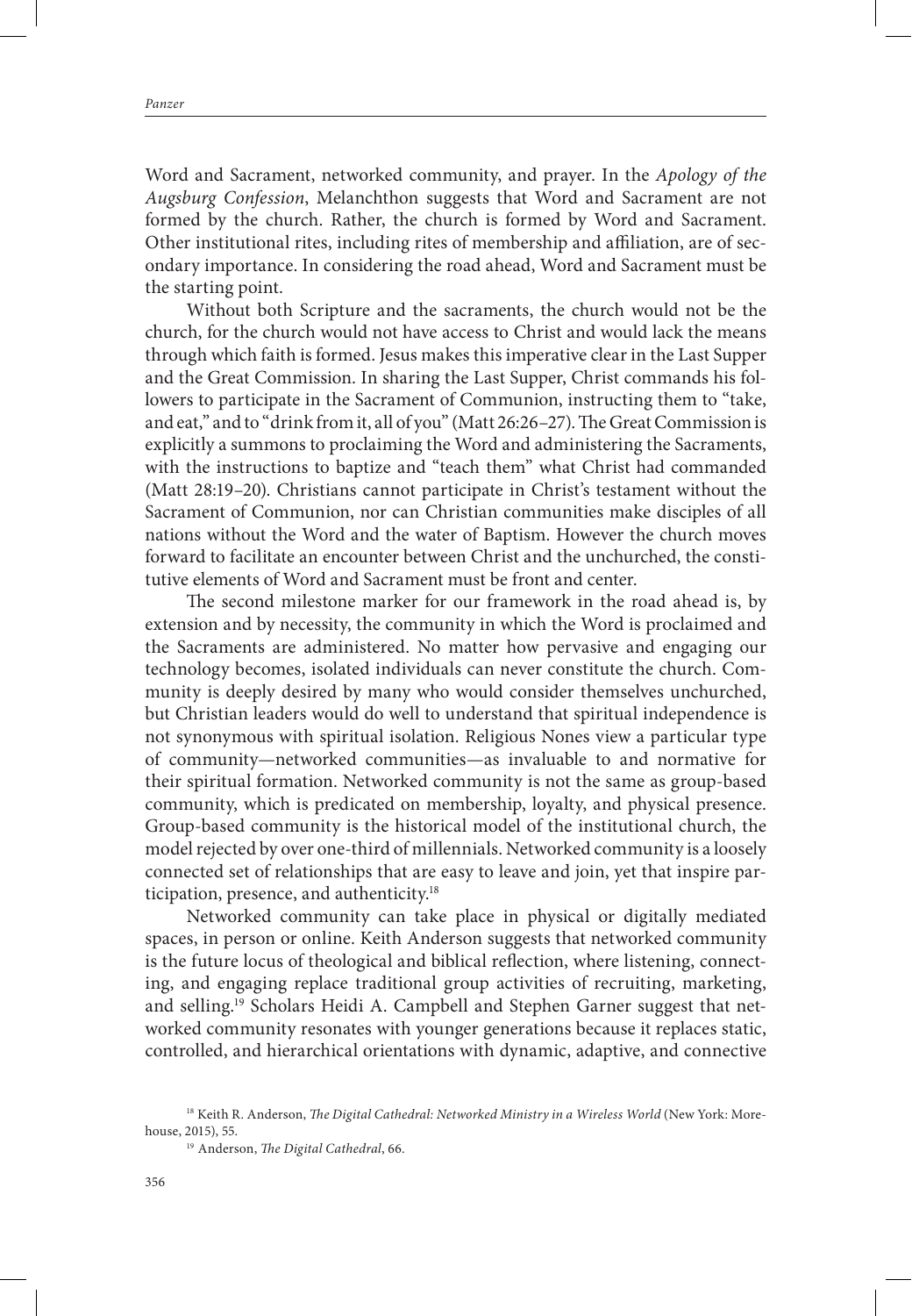Word and Sacrament, networked community, and prayer. In the *Apology of the Augsburg Confession*, Melanchthon suggests that Word and Sacrament are not formed by the church. Rather, the church is formed by Word and Sacrament. Other institutional rites, including rites of membership and affiliation, are of secondary importance. In considering the road ahead, Word and Sacrament must be the starting point.

Without both Scripture and the sacraments, the church would not be the church, for the church would not have access to Christ and would lack the means through which faith is formed. Jesus makes this imperative clear in the Last Supper and the Great Commission. In sharing the Last Supper, Christ commands his followers to participate in the Sacrament of Communion, instructing them to "take, and eat," and to "drink from it, all of you" (Matt 26:26–27). The Great Commission is explicitly a summons to proclaiming the Word and administering the Sacraments, with the instructions to baptize and "teach them" what Christ had commanded (Matt 28:19–20). Christians cannot participate in Christ's testament without the Sacrament of Communion, nor can Christian communities make disciples of all nations without the Word and the water of Baptism. However the church moves forward to facilitate an encounter between Christ and the unchurched, the constitutive elements of Word and Sacrament must be front and center.

The second milestone marker for our framework in the road ahead is, by extension and by necessity, the community in which the Word is proclaimed and the Sacraments are administered. No matter how pervasive and engaging our technology becomes, isolated individuals can never constitute the church. Community is deeply desired by many who would consider themselves unchurched, but Christian leaders would do well to understand that spiritual independence is not synonymous with spiritual isolation. Religious Nones view a particular type of community—networked communities—as invaluable to and normative for their spiritual formation. Networked community is not the same as group-based community, which is predicated on membership, loyalty, and physical presence. Group-based community is the historical model of the institutional church, the model rejected by over one-third of millennials. Networked community is a loosely connected set of relationships that are easy to leave and join, yet that inspire participation, presence, and authenticity.[18]

Networked community can take place in physical or digitally mediated spaces, in person or online. Keith Anderson suggests that networked community is the future locus of theological and biblical reflection, where listening, connecting, and engaging replace traditional group activities of recruiting, marketing, and selling.[19] Scholars Heidi A. Campbell and Stephen Garner suggest that networked community resonates with younger generations because it replaces static, controlled, and hierarchical orientations with dynamic, adaptive, and connective

[18] Keith R. Anderson, *The Digital Cathedral: Networked Ministry in a Wireless World* (New York: Morehouse, 2015), 55.

[19] Anderson, *The Digital Cathedral*, 66.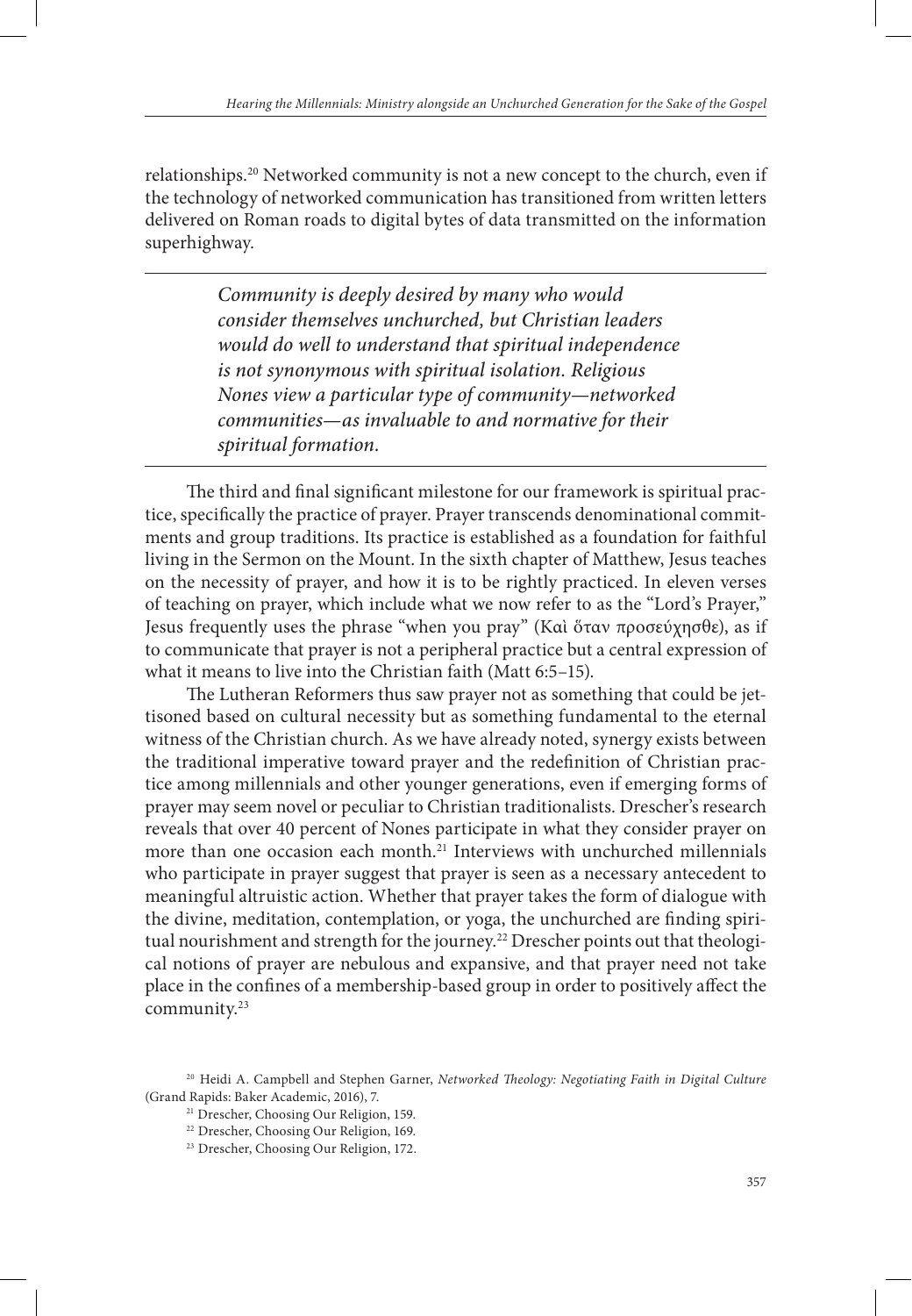relationships.[20] Networked community is not a new concept to the church, even if the technology of networked communication has transitioned from written letters delivered on Roman roads to digital bytes of data transmitted on the information superhighway.

---

> *Community is deeply desired by many who would consider themselves unchurched, but Christian leaders would do well to understand that spiritual independence is not synonymous with spiritual isolation. Religious Nones view a particular type of community—networked communities—as invaluable to and normative for their spiritual formation.*

---

The third and final significant milestone for our framework is spiritual practice, specifically the practice of prayer. Prayer transcends denominational commitments and group traditions. Its practice is established as a foundation for faithful living in the Sermon on the Mount. In the sixth chapter of Matthew, Jesus teaches on the necessity of prayer, and how it is to be rightly practiced. In eleven verses of teaching on prayer, which include what we now refer to as the "Lord's Prayer," Jesus frequently uses the phrase "when you pray" (Καὶ ὅταν προσεύχησθε), as if to communicate that prayer is not a peripheral practice but a central expression of what it means to live into the Christian faith (Matt 6:5–15).

The Lutheran Reformers thus saw prayer not as something that could be jettisoned based on cultural necessity but as something fundamental to the eternal witness of the Christian church. As we have already noted, synergy exists between the traditional imperative toward prayer and the redefinition of Christian practice among millennials and other younger generations, even if emerging forms of prayer may seem novel or peculiar to Christian traditionalists. Drescher's research reveals that over 40 percent of Nones participate in what they consider prayer on more than one occasion each month.[21] Interviews with unchurched millennials who participate in prayer suggest that prayer is seen as a necessary antecedent to meaningful altruistic action. Whether that prayer takes the form of dialogue with the divine, meditation, contemplation, or yoga, the unchurched are finding spiritual nourishment and strength for the journey.[22] Drescher points out that theological notions of prayer are nebulous and expansive, and that prayer need not take place in the confines of a membership-based group in order to positively affect the community.[23]

[20] Heidi A. Campbell and Stephen Garner, *Networked Theology: Negotiating Faith in Digital Culture* (Grand Rapids: Baker Academic, 2016), 7.

[21] Drescher, Choosing Our Religion, 159.

[22] Drescher, Choosing Our Religion, 169.

[23] Drescher, Choosing Our Religion, 172.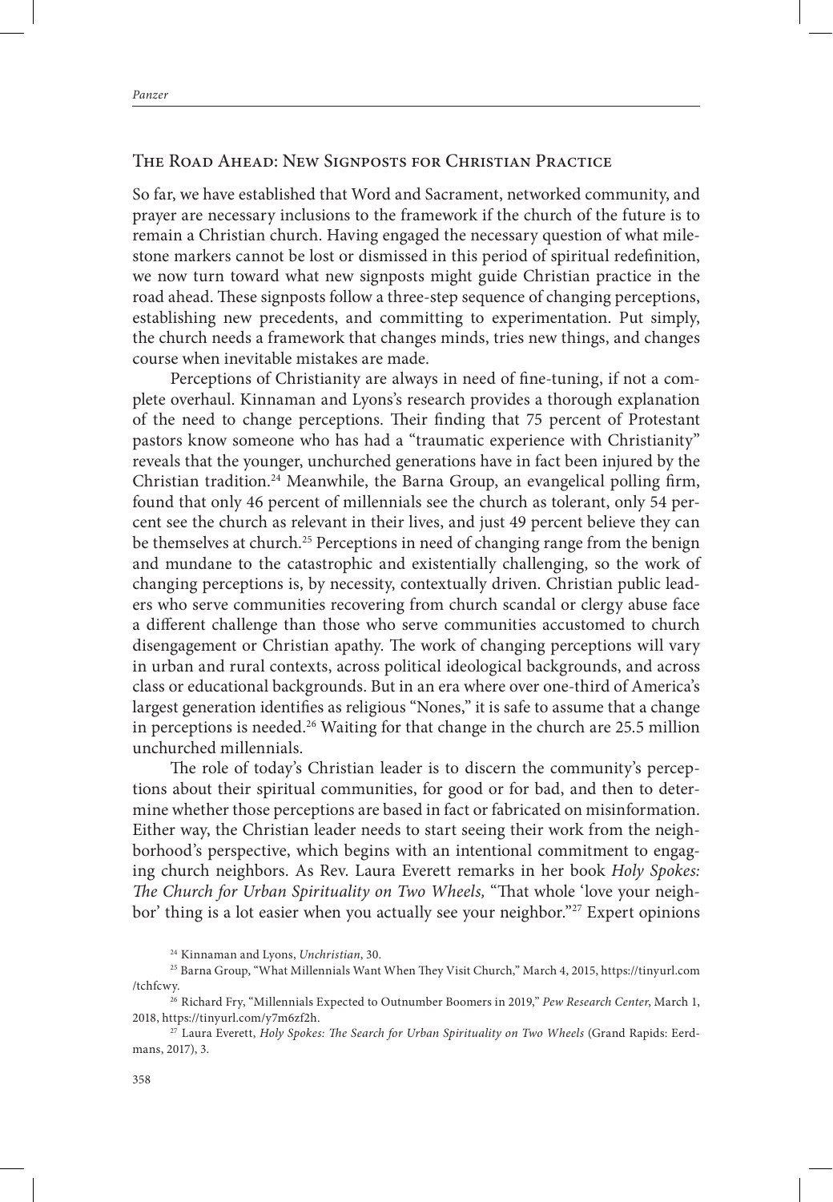## The Road Ahead: New Signposts for Christian Practice

So far, we have established that Word and Sacrament, networked community, and prayer are necessary inclusions to the framework if the church of the future is to remain a Christian church. Having engaged the necessary question of what milestone markers cannot be lost or dismissed in this period of spiritual redefinition, we now turn toward what new signposts might guide Christian practice in the road ahead. These signposts follow a three-step sequence of changing perceptions, establishing new precedents, and committing to experimentation. Put simply, the church needs a framework that changes minds, tries new things, and changes course when inevitable mistakes are made.

Perceptions of Christianity are always in need of fine-tuning, if not a complete overhaul. Kinnaman and Lyons's research provides a thorough explanation of the need to change perceptions. Their finding that 75 percent of Protestant pastors know someone who has had a "traumatic experience with Christianity" reveals that the younger, unchurched generations have in fact been injured by the Christian tradition.[24] Meanwhile, the Barna Group, an evangelical polling firm, found that only 46 percent of millennials see the church as tolerant, only 54 percent see the church as relevant in their lives, and just 49 percent believe they can be themselves at church.[25] Perceptions in need of changing range from the benign and mundane to the catastrophic and existentially challenging, so the work of changing perceptions is, by necessity, contextually driven. Christian public leaders who serve communities recovering from church scandal or clergy abuse face a different challenge than those who serve communities accustomed to church disengagement or Christian apathy. The work of changing perceptions will vary in urban and rural contexts, across political ideological backgrounds, and across class or educational backgrounds. But in an era where over one-third of America's largest generation identifies as religious "Nones," it is safe to assume that a change in perceptions is needed.[26] Waiting for that change in the church are 25.5 million unchurched millennials.

The role of today's Christian leader is to discern the community's perceptions about their spiritual communities, for good or for bad, and then to determine whether those perceptions are based in fact or fabricated on misinformation. Either way, the Christian leader needs to start seeing their work from the neighborhood's perspective, which begins with an intentional commitment to engaging church neighbors. As Rev. Laura Everett remarks in her book *Holy Spokes: The Church for Urban Spirituality on Two Wheels,* "That whole 'love your neighbor' thing is a lot easier when you actually see your neighbor."[27] Expert opinions

---

[24] Kinnaman and Lyons, *Unchristian*, 30.

[25] Barna Group, "What Millennials Want When They Visit Church," March 4, 2015, https://tinyurl.com/tchfcwy.

[26] Richard Fry, "Millennials Expected to Outnumber Boomers in 2019," *Pew Research Center*, March 1, 2018, https://tinyurl.com/y7m6zf2h.

[27] Laura Everett, *Holy Spokes: The Search for Urban Spirituality on Two Wheels* (Grand Rapids: Eerdmans, 2017), 3.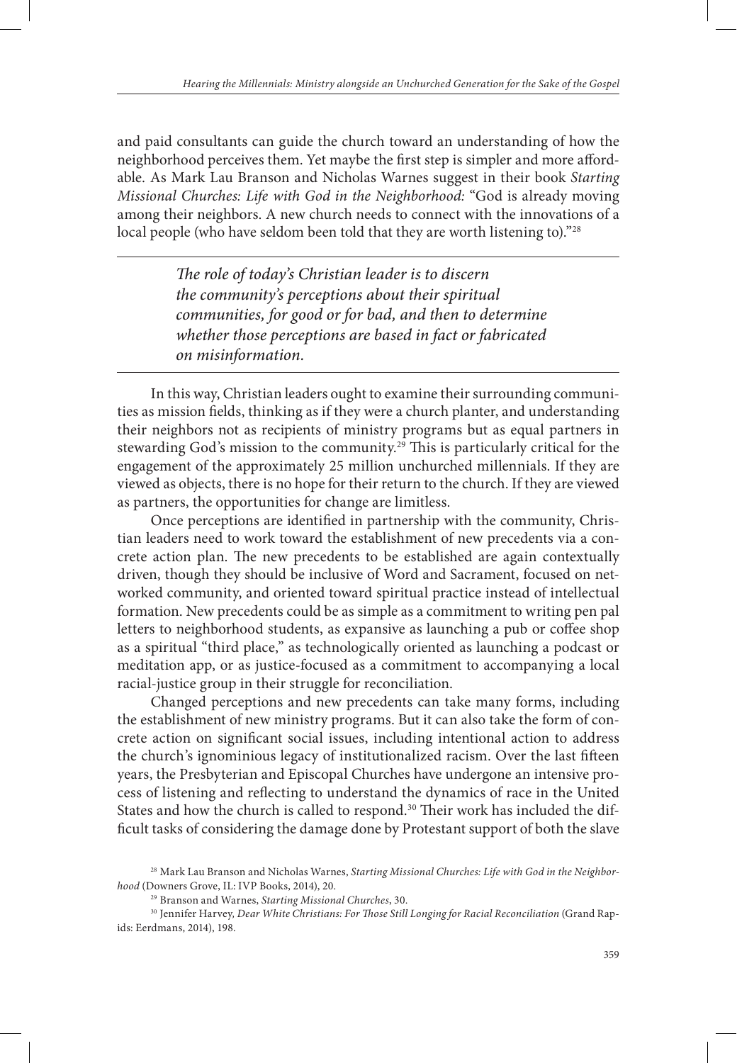and paid consultants can guide the church toward an understanding of how the neighborhood perceives them. Yet maybe the first step is simpler and more affordable. As Mark Lau Branson and Nicholas Warnes suggest in their book *Starting Missional Churches: Life with God in the Neighborhood:* "God is already moving among their neighbors. A new church needs to connect with the innovations of a local people (who have seldom been told that they are worth listening to)."[28]

---

> *The role of today's Christian leader is to discern the community's perceptions about their spiritual communities, for good or for bad, and then to determine whether those perceptions are based in fact or fabricated on misinformation.*

---

In this way, Christian leaders ought to examine their surrounding communities as mission fields, thinking as if they were a church planter, and understanding their neighbors not as recipients of ministry programs but as equal partners in stewarding God's mission to the community.[29] This is particularly critical for the engagement of the approximately 25 million unchurched millennials. If they are viewed as objects, there is no hope for their return to the church. If they are viewed as partners, the opportunities for change are limitless.

Once perceptions are identified in partnership with the community, Christian leaders need to work toward the establishment of new precedents via a concrete action plan. The new precedents to be established are again contextually driven, though they should be inclusive of Word and Sacrament, focused on networked community, and oriented toward spiritual practice instead of intellectual formation. New precedents could be as simple as a commitment to writing pen pal letters to neighborhood students, as expansive as launching a pub or coffee shop as a spiritual "third place," as technologically oriented as launching a podcast or meditation app, or as justice-focused as a commitment to accompanying a local racial-justice group in their struggle for reconciliation.

Changed perceptions and new precedents can take many forms, including the establishment of new ministry programs. But it can also take the form of concrete action on significant social issues, including intentional action to address the church's ignominious legacy of institutionalized racism. Over the last fifteen years, the Presbyterian and Episcopal Churches have undergone an intensive process of listening and reflecting to understand the dynamics of race in the United States and how the church is called to respond.[30] Their work has included the difficult tasks of considering the damage done by Protestant support of both the slave

---

[28] Mark Lau Branson and Nicholas Warnes, *Starting Missional Churches: Life with God in the Neighborhood* (Downers Grove, IL: IVP Books, 2014), 20.

[29] Branson and Warnes, *Starting Missional Churches*, 30.

[30] Jennifer Harvey, *Dear White Christians: For Those Still Longing for Racial Reconciliation* (Grand Rapids: Eerdmans, 2014), 198.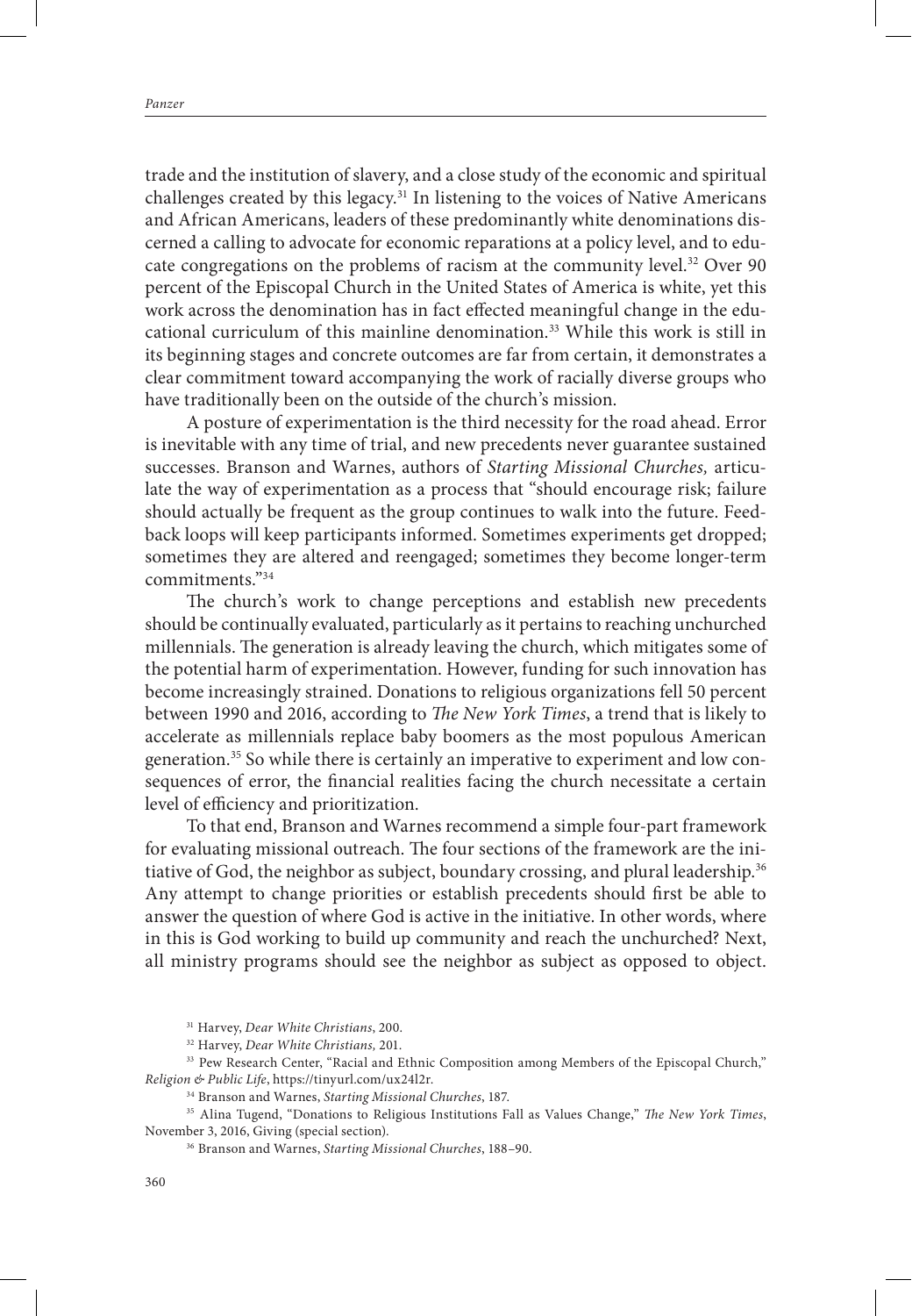trade and the institution of slavery, and a close study of the economic and spiritual challenges created by this legacy.[31] In listening to the voices of Native Americans and African Americans, leaders of these predominantly white denominations discerned a calling to advocate for economic reparations at a policy level, and to educate congregations on the problems of racism at the community level.[32] Over 90 percent of the Episcopal Church in the United States of America is white, yet this work across the denomination has in fact effected meaningful change in the educational curriculum of this mainline denomination.[33] While this work is still in its beginning stages and concrete outcomes are far from certain, it demonstrates a clear commitment toward accompanying the work of racially diverse groups who have traditionally been on the outside of the church's mission.

A posture of experimentation is the third necessity for the road ahead. Error is inevitable with any time of trial, and new precedents never guarantee sustained successes. Branson and Warnes, authors of *Starting Missional Churches,* articulate the way of experimentation as a process that "should encourage risk; failure should actually be frequent as the group continues to walk into the future. Feedback loops will keep participants informed. Sometimes experiments get dropped; sometimes they are altered and reengaged; sometimes they become longer-term commitments."[34]

The church's work to change perceptions and establish new precedents should be continually evaluated, particularly as it pertains to reaching unchurched millennials. The generation is already leaving the church, which mitigates some of the potential harm of experimentation. However, funding for such innovation has become increasingly strained. Donations to religious organizations fell 50 percent between 1990 and 2016, according to *The New York Times*, a trend that is likely to accelerate as millennials replace baby boomers as the most populous American generation.[35] So while there is certainly an imperative to experiment and low consequences of error, the financial realities facing the church necessitate a certain level of efficiency and prioritization.

To that end, Branson and Warnes recommend a simple four-part framework for evaluating missional outreach. The four sections of the framework are the initiative of God, the neighbor as subject, boundary crossing, and plural leadership.[36] Any attempt to change priorities or establish precedents should first be able to answer the question of where God is active in the initiative. In other words, where in this is God working to build up community and reach the unchurched? Next, all ministry programs should see the neighbor as subject as opposed to object.

---

[31] Harvey, *Dear White Christians*, 200.

[32] Harvey, *Dear White Christians,* 201.

[33] Pew Research Center, "Racial and Ethnic Composition among Members of the Episcopal Church," *Religion & Public Life*, https://tinyurl.com/ux24l2r.

[34] Branson and Warnes, *Starting Missional Churches*, 187.

[35] Alina Tugend, "Donations to Religious Institutions Fall as Values Change," *The New York Times*, November 3, 2016, Giving (special section).

[36] Branson and Warnes, *Starting Missional Churches*, 188–90.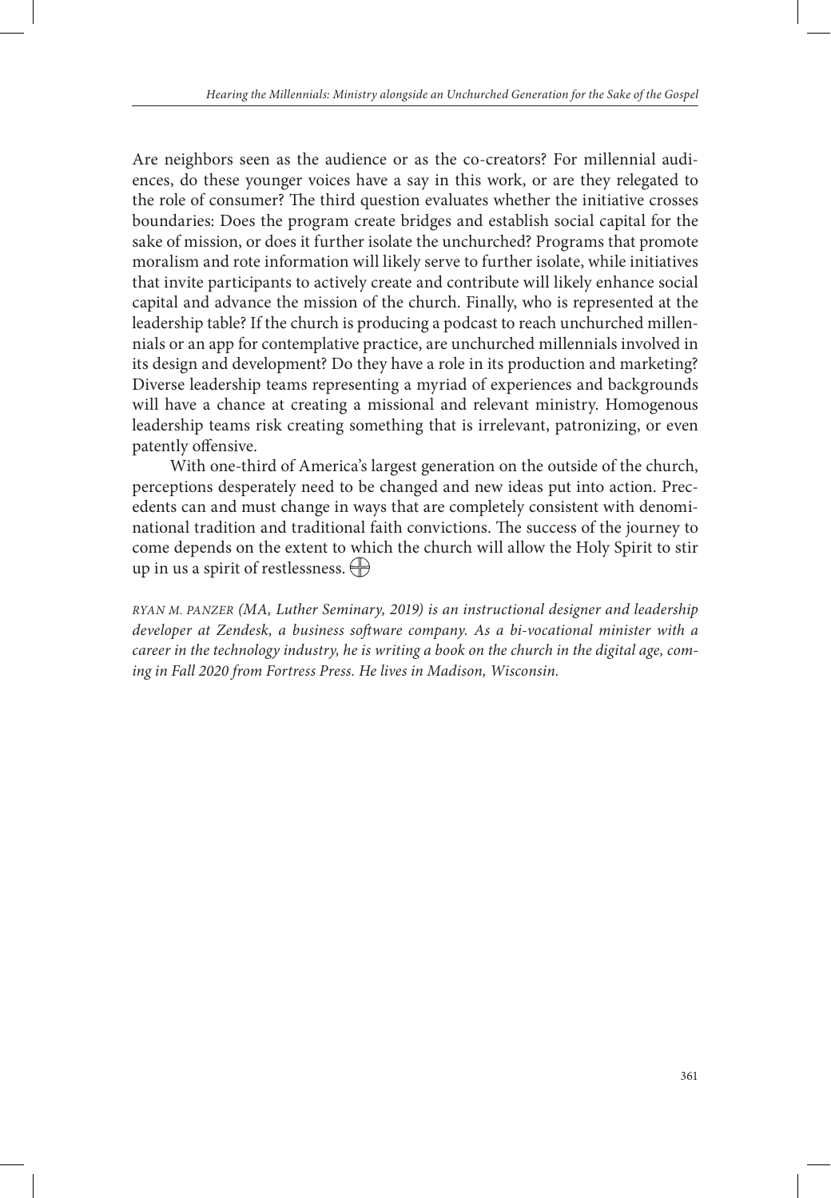Are neighbors seen as the audience or as the co-creators? For millennial audiences, do these younger voices have a say in this work, or are they relegated to the role of consumer? The third question evaluates whether the initiative crosses boundaries: Does the program create bridges and establish social capital for the sake of mission, or does it further isolate the unchurched? Programs that promote moralism and rote information will likely serve to further isolate, while initiatives that invite participants to actively create and contribute will likely enhance social capital and advance the mission of the church. Finally, who is represented at the leadership table? If the church is producing a podcast to reach unchurched millennials or an app for contemplative practice, are unchurched millennials involved in its design and development? Do they have a role in its production and marketing? Diverse leadership teams representing a myriad of experiences and backgrounds will have a chance at creating a missional and relevant ministry. Homogenous leadership teams risk creating something that is irrelevant, patronizing, or even patently offensive.

With one-third of America's largest generation on the outside of the church, perceptions desperately need to be changed and new ideas put into action. Precedents can and must change in ways that are completely consistent with denominational tradition and traditional faith convictions. The success of the journey to come depends on the extent to which the church will allow the Holy Spirit to stir up in us a spirit of restlessness.

*RYAN M. PANZER (MA, Luther Seminary, 2019) is an instructional designer and leadership developer at Zendesk, a business software company. As a bi-vocational minister with a career in the technology industry, he is writing a book on the church in the digital age, coming in Fall 2020 from Fortress Press. He lives in Madison, Wisconsin.*